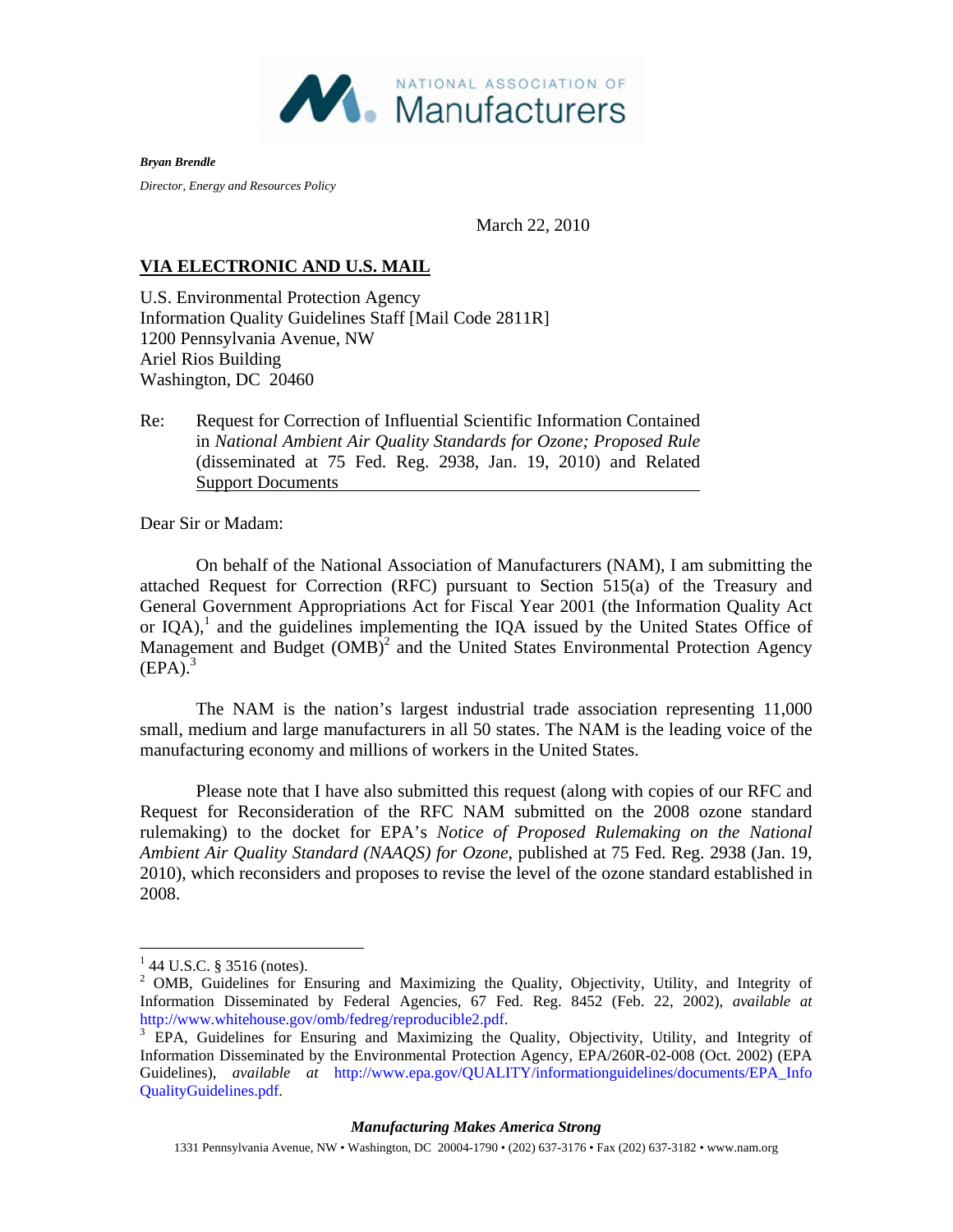NATIONAL ASSOCIATION OF Manufacturers

***Bryan Brendle***

*Director, Energy and Resources Policy*

March 22, 2010

**VIA ELECTRONIC AND U.S. MAIL**

U.S. Environmental Protection Agency
Information Quality Guidelines Staff [Mail Code 2811R]
1200 Pennsylvania Avenue, NW
Ariel Rios Building
Washington, DC 20460

Re: Request for Correction of Influential Scientific Information Contained in *National Ambient Air Quality Standards for Ozone; Proposed Rule* (disseminated at 75 Fed. Reg. 2938, Jan. 19, 2010) and Related Support Documents

Dear Sir or Madam:

On behalf of the National Association of Manufacturers (NAM), I am submitting the attached Request for Correction (RFC) pursuant to Section 515(a) of the Treasury and General Government Appropriations Act for Fiscal Year 2001 (the Information Quality Act or IQA),[1] and the guidelines implementing the IQA issued by the United States Office of Management and Budget (OMB)[2] and the United States Environmental Protection Agency (EPA).[3]

The NAM is the nation's largest industrial trade association representing 11,000 small, medium and large manufacturers in all 50 states. The NAM is the leading voice of the manufacturing economy and millions of workers in the United States.

Please note that I have also submitted this request (along with copies of our RFC and Request for Reconsideration of the RFC NAM submitted on the 2008 ozone standard rulemaking) to the docket for EPA's *Notice of Proposed Rulemaking on the National Ambient Air Quality Standard (NAAQS) for Ozone*, published at 75 Fed. Reg. 2938 (Jan. 19, 2010), which reconsiders and proposes to revise the level of the ozone standard established in 2008.

---

[1] 44 U.S.C. § 3516 (notes).

[2] OMB, Guidelines for Ensuring and Maximizing the Quality, Objectivity, Utility, and Integrity of Information Disseminated by Federal Agencies, 67 Fed. Reg. 8452 (Feb. 22, 2002), *available at* http://www.whitehouse.gov/omb/fedreg/reproducible2.pdf.

[3] EPA, Guidelines for Ensuring and Maximizing the Quality, Objectivity, Utility, and Integrity of Information Disseminated by the Environmental Protection Agency, EPA/260R-02-008 (Oct. 2002) (EPA Guidelines), *available at* http://www.epa.gov/QUALITY/informationguidelines/documents/EPA_InfoQualityGuidelines.pdf.

***Manufacturing Makes America Strong***

1331 Pennsylvania Avenue, NW • Washington, DC 20004-1790 • (202) 637-3176 • Fax (202) 637-3182 • www.nam.org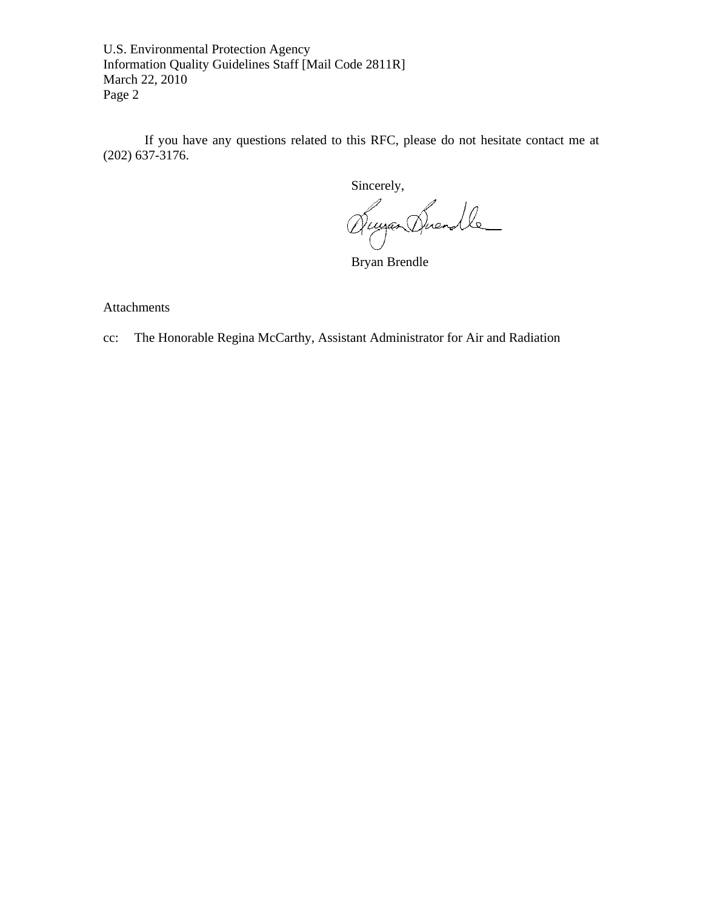If you have any questions related to this RFC, please do not hesitate contact me at (202) 637-3176.

Sincerely,

Bryan Brendle

Attachments

cc: The Honorable Regina McCarthy, Assistant Administrator for Air and Radiation